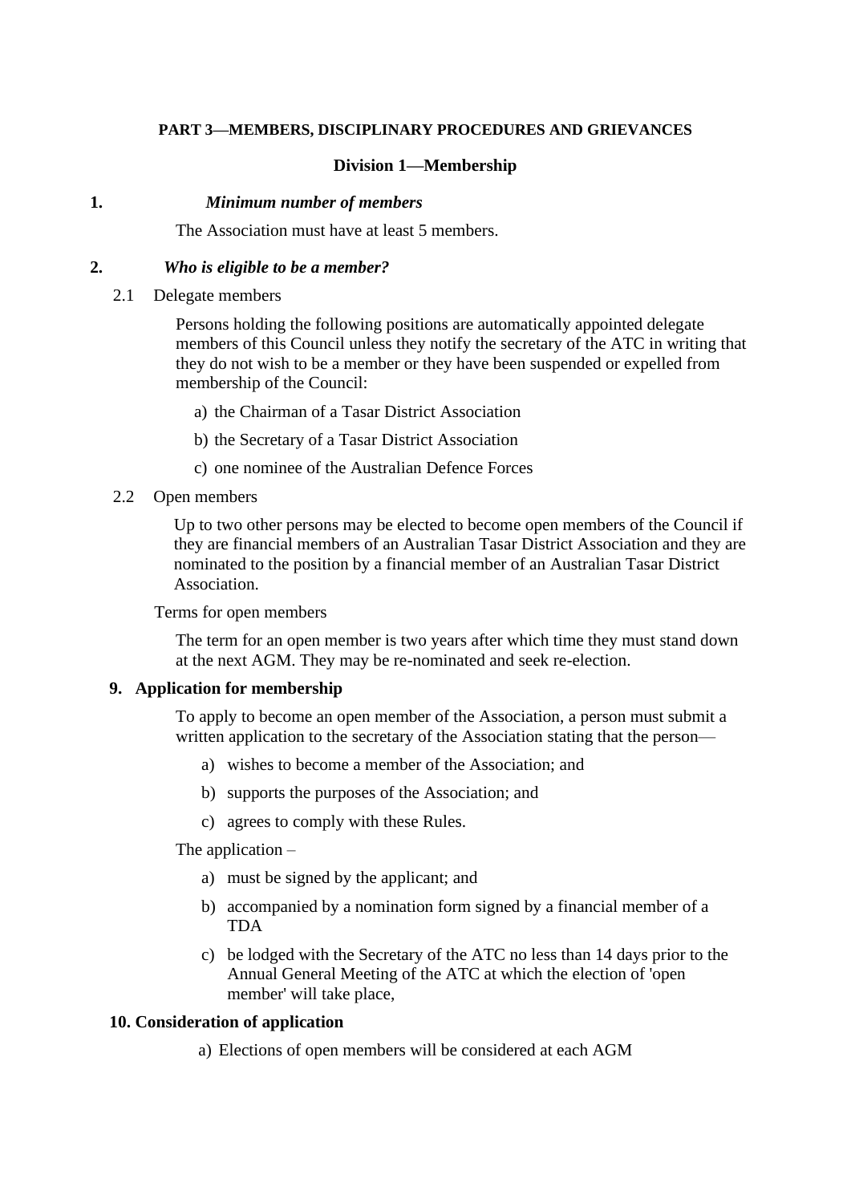**PART 3—MEMBERS, DISCIPLINARY PROCEDURES AND GRIEVANCES**

**Division 1—Membership**

**1. *Minimum number of members***

The Association must have at least 5 members.

**2. *Who is eligible to be a member?***

2.1 Delegate members

Persons holding the following positions are automatically appointed delegate members of this Council unless they notify the secretary of the ATC in writing that they do not wish to be a member or they have been suspended or expelled from membership of the Council:

a) the Chairman of a Tasar District Association

b) the Secretary of a Tasar District Association

c) one nominee of the Australian Defence Forces

2.2 Open members

Up to two other persons may be elected to become open members of the Council if they are financial members of an Australian Tasar District Association and they are nominated to the position by a financial member of an Australian Tasar District Association.

Terms for open members

The term for an open member is two years after which time they must stand down at the next AGM. They may be re-nominated and seek re-election.

**9. Application for membership**

To apply to become an open member of the Association, a person must submit a written application to the secretary of the Association stating that the person—

a) wishes to become a member of the Association; and

b) supports the purposes of the Association; and

c) agrees to comply with these Rules.

The application –

a) must be signed by the applicant; and

b) accompanied by a nomination form signed by a financial member of a TDA

c) be lodged with the Secretary of the ATC no less than 14 days prior to the Annual General Meeting of the ATC at which the election of 'open member' will take place,

**10. Consideration of application**

a) Elections of open members will be considered at each AGM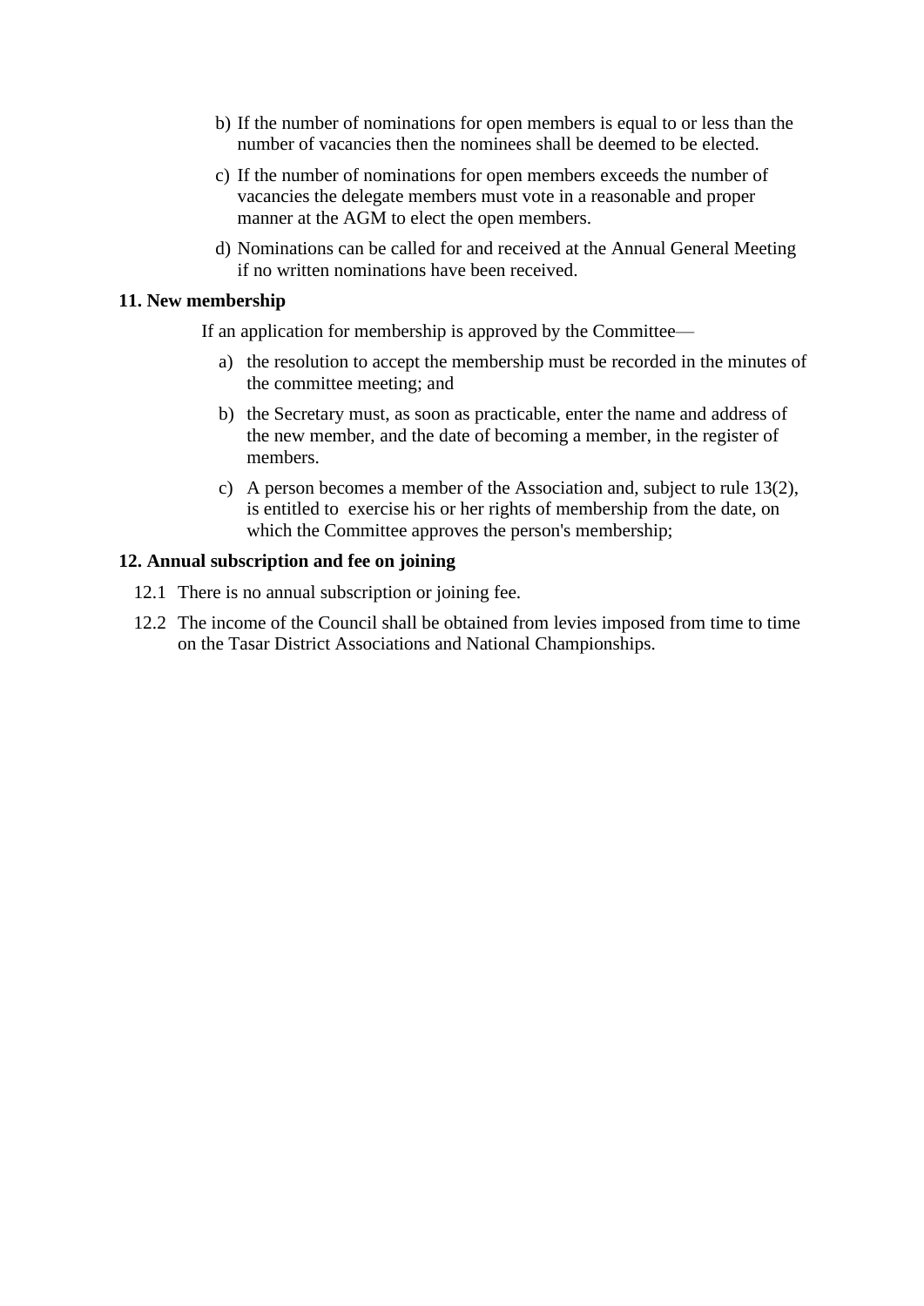b) If the number of nominations for open members is equal to or less than the number of vacancies then the nominees shall be deemed to be elected.

c) If the number of nominations for open members exceeds the number of vacancies the delegate members must vote in a reasonable and proper manner at the AGM to elect the open members.

d) Nominations can be called for and received at the Annual General Meeting if no written nominations have been received.

**11. New membership**

If an application for membership is approved by the Committee—

a) the resolution to accept the membership must be recorded in the minutes of the committee meeting; and

b) the Secretary must, as soon as practicable, enter the name and address of the new member, and the date of becoming a member, in the register of members.

c) A person becomes a member of the Association and, subject to rule 13(2), is entitled to exercise his or her rights of membership from the date, on which the Committee approves the person's membership;

**12. Annual subscription and fee on joining**

12.1 There is no annual subscription or joining fee.

12.2 The income of the Council shall be obtained from levies imposed from time to time on the Tasar District Associations and National Championships.